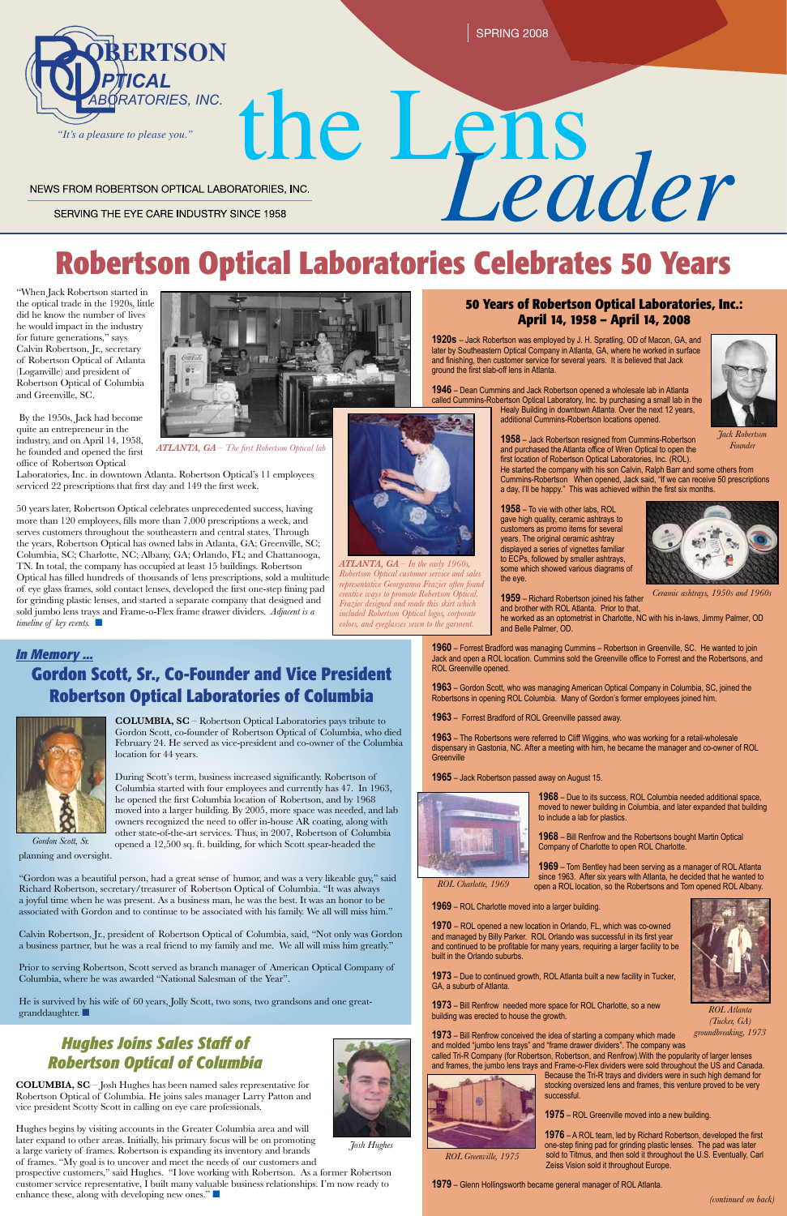# Robertson Optical Laboratories, Inc.

*"It's a pleasure to please you."*

NEWS FROM ROBERTSON OPTICAL LABORATORIES, INC.

SERVING THE EYE CARE INDUSTRY SINCE 1958

SPRING 2008

# the Lens *Leader*

# Robertson Optical Laboratories Celebrates 50 Years

"When Jack Robertson started in the optical trade in the 1920s, little did he know the number of lives he would impact in the industry for future generations," says Calvin Robertson, Jr., secretary of Robertson Optical of Atlanta (Loganville) and president of Robertson Optical of Columbia and Greenville, SC.

By the 1950s, Jack had become quite an entrepreneur in the industry, and on April 14, 1958, he founded and opened the first office of Robertson Optical Laboratories, Inc. in downtown Atlanta. Robertson Optical's 11 employees serviced 22 prescriptions that first day and 149 the first week.

*ATLANTA, GA – The first Robertson Optical lab*

50 years later, Robertson Optical celebrates unprecedented success, having more than 120 employees, fills more than 7,000 prescriptions a week, and serves customers throughout the southeastern and central states. Through the years, Robertson Optical has owned labs in Atlanta, GA; Greenville, SC; Columbia, SC; Charlotte, NC; Albany, GA; Orlando, FL; and Chattanooga, TN. In total, the company has occupied at least 15 buildings. Robertson Optical has filled hundreds of thousands of lens prescriptions, sold a multitude of eye glass frames, sold contact lenses, developed the first one-step fining pad for grinding plastic lenses, and started a separate company that designed and sold jumbo lens trays and Frame-o-Flex frame drawer dividers. *Adjacent is a timeline of key events.* ■

*ATLANTA, GA – In the early 1960s, Robertson Optical customer service and sales representative Georgeanna Frazier often found creative ways to promote Robertson Optical. Frazier designed and made this skirt which included Robertson Optical logos, corporate colors, and eyeglasses sewn to the garment.*

## 50 Years of Robertson Optical Laboratories, Inc.: April 14, 1958 – April 14, 2008

**1920s** – Jack Robertson was employed by J. H. Spratling, OD of Macon, GA, and later by Southeastern Optical Company in Atlanta, GA, where he worked in surface and finishing, then customer service for several years. It is believed that Jack ground the first slab-off lens in Atlanta.

**1946** – Dean Cummins and Jack Robertson opened a wholesale lab in Atlanta called Cummins-Robertson Optical Laboratory, Inc. by purchasing a small lab in the Healy Building in downtown Atlanta. Over the next 12 years, additional Cummins-Robertson locations opened.

*Jack Robertson Founder*

**1958** – Jack Robertson resigned from Cummins-Robertson and purchased the Atlanta office of Wren Optical to open the first location of Robertson Optical Laboratories, Inc. (ROL). He started the company with his son Calvin, Ralph Barr and some others from Cummins-Robertson When opened, Jack said, "If we can receive 50 prescriptions a day, I'll be happy." This was achieved within the first six months.

**1958** – To vie with other labs, ROL gave high quality, ceramic ashtrays to customers as promo items for several years. The original ceramic ashtray displayed a series of vignettes familiar to ECPs, followed by smaller ashtrays, some which showed various diagrams of the eye.

*Ceramic ashtrays, 1950s and 1960s*

**1959** – Richard Robertson joined his father and brother with ROL Atlanta. Prior to that, he worked as an optometrist in Charlotte, NC with his in-laws, Jimmy Palmer, OD and Belle Palmer, OD.

**1960** – Forrest Bradford was managing Cummins – Robertson in Greenville, SC. He wanted to join Jack and open a ROL location. Cummins sold the Greenville office to Forrest and the Robertsons, and ROL Greenville opened.

**1963** – Gordon Scott, who was managing American Optical Company in Columbia, SC, joined the Robertsons in opening ROL Columbia. Many of Gordon's former employees joined him.

**1963** – Forrest Bradford of ROL Greenville passed away.

**1963** – The Robertsons were referred to Cliff Wiggins, who was working for a retail-wholesale dispensary in Gastonia, NC. After a meeting with him, he became the manager and co-owner of ROL Greenville

**1965** – Jack Robertson passed away on August 15.

**1968** – Due to its success, ROL Columbia needed additional space, moved to newer building in Columbia, and later expanded that building to include a lab for plastics.

**1968** – Bill Renfrow and the Robertsons bought Martin Optical Company of Charlotte to open ROL Charlotte.

*ROL Charlotte, 1969*

**1969** – Tom Bentley had been serving as a manager of ROL Atlanta since 1963. After six years with Atlanta, he decided that he wanted to open a ROL location, so the Robertsons and Tom opened ROL Albany.

**1969** – ROL Charlotte moved into a larger building.

**1970** – ROL opened a new location in Orlando, FL, which was co-owned and managed by Billy Parker. ROL Orlando was successful in its first year and continued to be profitable for many years, requiring a larger facility to be built in the Orlando suburbs.

**1973** – Due to continued growth, ROL Atlanta built a new facility in Tucker, GA, a suburb of Atlanta.

**1973** – Bill Renfrow needed more space for ROL Charlotte, so a new building was erected to house the growth.

*ROL Atlanta (Tucker, GA) groundbreaking, 1973*

**1973** – Bill Renfrow conceived the idea of starting a company which made and molded "jumbo lens trays" and "frame drawer dividers". The company was called Tri-R Company (for Robertson, Robertson, and Renfrow).With the popularity of larger lenses and frames, the jumbo lens trays and Frame-o-Flex dividers were sold throughout the US and Canada. Because the Tri-R trays and dividers were in such high demand for stocking oversized lens and frames, this venture proved to be very successful.

**1975** – ROL Greenville moved into a new building.

*ROL Greenville, 1975*

**1976** – A ROL team, led by Richard Robertson, developed the first one-step fining pad for grinding plastic lenses. The pad was later sold to Titmus, and then sold it throughout the U.S. Eventually, Carl Zeiss Vision sold it throughout Europe.

**1979** – Glenn Hollingsworth became general manager of ROL Atlanta.

*(continued on back)*

## *In Memory ...*

## Gordon Scott, Sr., Co-Founder and Vice President Robertson Optical Laboratories of Columbia

*Gordon Scott, Sr.*

**COLUMBIA, SC** – Robertson Optical Laboratories pays tribute to Gordon Scott, co-founder of Robertson Optical of Columbia, who died February 24. He served as vice-president and co-owner of the Columbia location for 44 years.

During Scott's term, business increased significantly. Robertson of Columbia started with four employees and currently has 47. In 1963, he opened the first Columbia location of Robertson, and by 1968 moved into a larger building. By 2005, more space was needed, and lab owners recognized the need to offer in-house AR coating, along with other state-of-the-art services. Thus, in 2007, Robertson of Columbia opened a 12,500 sq. ft. building, for which Scott spear-headed the planning and oversight.

"Gordon was a beautiful person, had a great sense of humor, and was a very likeable guy," said Richard Robertson, secretary/treasurer of Robertson Optical of Columbia. "It was always a joyful time when he was present. As a business man, he was the best. It was an honor to be associated with Gordon and to continue to be associated with his family. We all will miss him."

Calvin Robertson, Jr., president of Robertson Optical of Columbia, said, "Not only was Gordon a business partner, but he was a real friend to my family and me. We all will miss him greatly."

Prior to serving Robertson, Scott served as branch manager of American Optical Company of Columbia, where he was awarded "National Salesman of the Year".

He is survived by his wife of 60 years, Jolly Scott, two sons, two grandsons and one great-granddaughter. ■

## *Hughes Joins Sales Staff of Robertson Optical of Columbia*

*Josh Hughes*

**COLUMBIA, SC** – Josh Hughes has been named sales representative for Robertson Optical of Columbia. He joins sales manager Larry Patton and vice president Scotty Scott in calling on eye care professionals.

Hughes begins by visiting accounts in the Greater Columbia area and will later expand to other areas. Initially, his primary focus will be on promoting a large variety of frames. Robertson is expanding its inventory and brands of frames. "My goal is to uncover and meet the needs of our customers and prospective customers," said Hughes. "I love working with Robertson. As a former Robertson customer service representative, I built many valuable business relationships. I'm now ready to enhance these, along with developing new ones." ■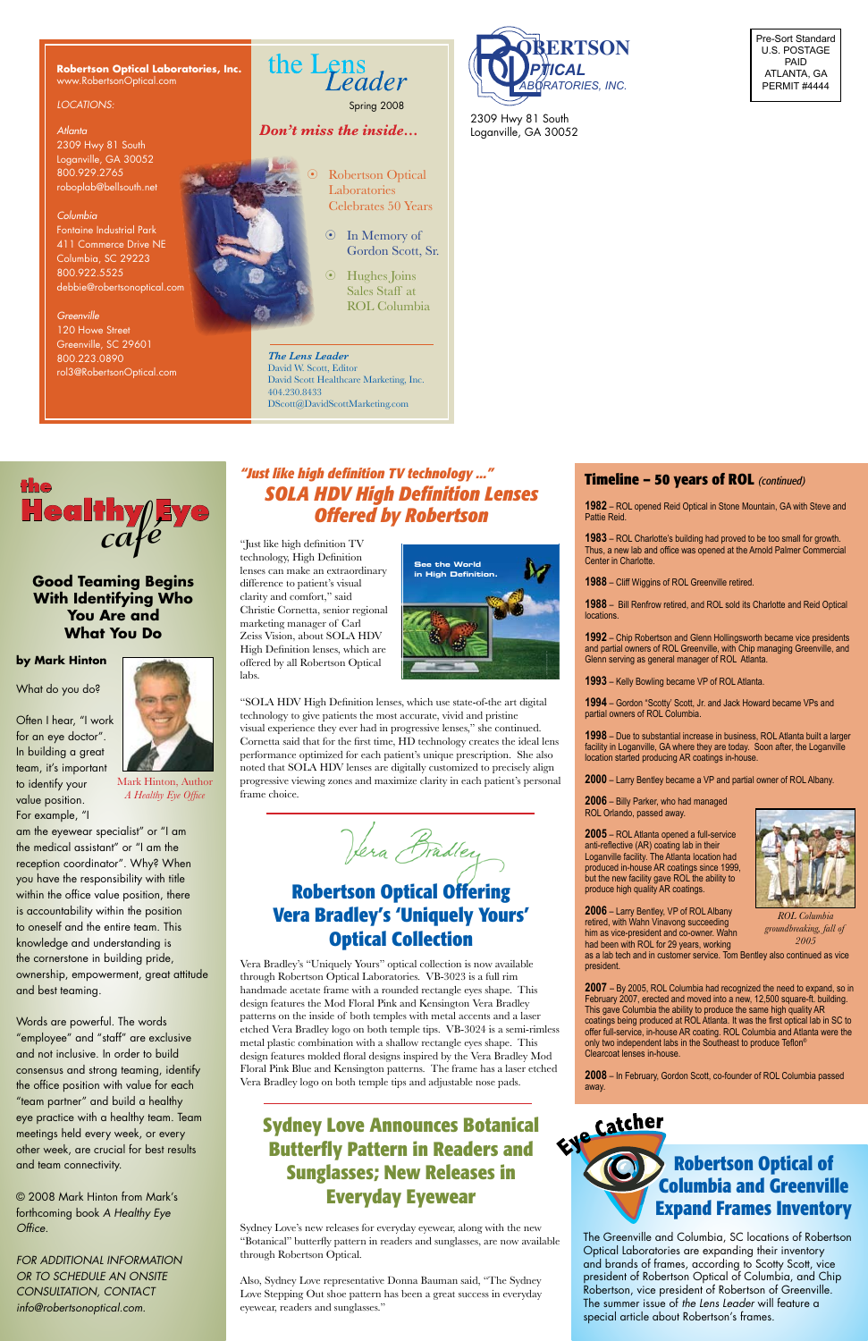**Robertson Optical Laboratories, Inc.**
www.RobertsonOptical.com

*LOCATIONS:*

*Atlanta*
2309 Hwy 81 South
Loganville, GA 30052
800.929.2765
roboplab@bellsouth.net

*Columbia*
Fontaine Industrial Park
411 Commerce Drive NE
Columbia, SC 29223
800.922.5525
debbie@robertsonoptical.com

*Greenville*
120 Howe Street
Greenville, SC 29601
800.223.0890
rol3@RobertsonOptical.com

# the Lens Leader

Spring 2008

***Don't miss the inside...***

- Robertson Optical Laboratories Celebrates 50 Years
- In Memory of Gordon Scott, Sr.
- Hughes Joins Sales Staff at ROL Columbia

***The Lens Leader***
David W. Scott, Editor
David Scott Healthcare Marketing, Inc.
404.230.8433
DScott@DavidScottMarketing.com

ROBERTSON OPTICAL LABORATORIES, INC.

2309 Hwy 81 South
Loganville, GA 30052

Pre-Sort Standard
U.S. POSTAGE
PAID
ATLANTA, GA
PERMIT #4444

## the Healthy Eye café

### Good Teaming Begins With Identifying Who You Are and What You Do

**by Mark Hinton**

Mark Hinton, Author
*A Healthy Eye Office*

What do you do?

Often I hear, "I work for an eye doctor". In building a great team, it's important to identify your value position. For example, "I am the eyewear specialist" or "I am the medical assistant" or "I am the reception coordinator". Why? When you have the responsibility with title within the office value position, there is accountability within the position to oneself and the entire team. This knowledge and understanding is the cornerstone in building pride, ownership, empowerment, great attitude and best teaming.

Words are powerful. The words "employee" and "staff" are exclusive and not inclusive. In order to build consensus and strong teaming, identify the office position with value for each "team partner" and build a healthy eye practice with a healthy team. Team meetings held every week, or every other week, are crucial for best results and team connectivity.

© 2008 Mark Hinton from Mark's forthcoming book *A Healthy Eye Office*.

*FOR ADDITIONAL INFORMATION OR TO SCHEDULE AN ONSITE CONSULTATION, CONTACT info@robertsonoptical.com.*

## *"Just like high definition TV technology ..."* SOLA HDV High Definition Lenses Offered by Robertson

"Just like high definition TV technology, High Definition lenses can make an extraordinary difference to patient's visual clarity and comfort," said Christie Cornetta, senior regional marketing manager of Carl Zeiss Vision, about SOLA HDV High Definition lenses, which are offered by all Robertson Optical labs.

See the World in High Definition.

"SOLA HDV High Definition lenses, which use state-of-the art digital technology to give patients the most accurate, vivid and pristine visual experience they ever had in progressive lenses," she continued. Cornetta said that for the first time, HD technology creates the ideal lens performance optimized for each patient's unique prescription. She also noted that SOLA HDV lenses are digitally customized to precisely align progressive viewing zones and maximize clarity in each patient's personal frame choice.

## Robertson Optical Offering Vera Bradley's 'Uniquely Yours' Optical Collection

Vera Bradley's "Uniquely Yours" optical collection is now available through Robertson Optical Laboratories. VB-3023 is a full rim handmade acetate frame with a rounded rectangle eyes shape. This design features the Mod Floral Pink and Kensington Vera Bradley patterns on the inside of both temples with metal accents and a laser etched Vera Bradley logo on both temple tips. VB-3024 is a semi-rimless metal plastic combination with a shallow rectangle eyes shape. This design features molded floral designs inspired by the Vera Bradley Mod Floral Pink Blue and Kensington patterns. The frame has a laser etched Vera Bradley logo on both temple tips and adjustable nose pads.

## Sydney Love Announces Botanical Butterfly Pattern in Readers and Sunglasses; New Releases in Everyday Eyewear

Sydney Love's new releases for everyday eyewear, along with the new "Botanical" butterfly pattern in readers and sunglasses, are now available through Robertson Optical.

Also, Sydney Love representative Donna Bauman said, "The Sydney Love Stepping Out shoe pattern has been a great success in everyday eyewear, readers and sunglasses."

## Timeline – 50 years of ROL *(continued)*

**1982** – ROL opened Reid Optical in Stone Mountain, GA with Steve and Pattie Reid.

**1983** – ROL Charlotte's building had proved to be too small for growth. Thus, a new lab and office was opened at the Arnold Palmer Commercial Center in Charlotte.

**1988** – Cliff Wiggins of ROL Greenville retired.

**1988** – Bill Renfrow retired, and ROL sold its Charlotte and Reid Optical locations.

**1992** – Chip Robertson and Glenn Hollingsworth became vice presidents and partial owners of ROL Greenville, with Chip managing Greenville, and Glenn serving as general manager of ROL Atlanta.

**1993** – Kelly Bowling became VP of ROL Atlanta.

**1994** – Gordon "Scotty" Scott, Jr. and Jack Howard became VPs and partial owners of ROL Columbia.

**1998** – Due to substantial increase in business, ROL Atlanta built a larger facility in Loganville, GA where they are today. Soon after, the Loganville location started producing AR coatings in-house.

**2000** – Larry Bentley became a VP and partial owner of ROL Albany.

**2006** – Billy Parker, who had managed ROL Orlando, passed away.

**2005** – ROL Atlanta opened a full-service anti-reflective (AR) coating lab in their Loganville facility. The Atlanta location had produced in-house AR coatings since 1999, but the new facility gave ROL the ability to produce high quality AR coatings.

*ROL Columbia groundbreaking, fall of 2005*

**2006** – Larry Bentley, VP of ROL Albany retired, with Wahn Vinavong succeeding him as vice-president and co-owner. Wahn had been with ROL for 29 years, working as a lab tech and in customer service. Tom Bentley also continued as vice president.

**2007** – By 2005, ROL Columbia had recognized the need to expand, so in February 2007, erected and moved into a new, 12,500 square-ft. building. This gave Columbia the ability to produce the same high quality AR coatings being produced at ROL Atlanta. It was the first optical lab in SC to offer full-service, in-house AR coating. ROL Columbia and Atlanta were the only two independent labs in the Southeast to produce Teflon® Clearcoat lenses in-house.

**2008** – In February, Gordon Scott, co-founder of ROL Columbia passed away.

## Eye Catcher: Robertson Optical of Columbia and Greenville Expand Frames Inventory

The Greenville and Columbia, SC locations of Robertson Optical Laboratories are expanding their inventory and brands of frames, according to Scotty Scott, vice president of Robertson Optical of Columbia, and Chip Robertson, vice president of Robertson of Greenville. The summer issue of *the Lens Leader* will feature a special article about Robertson's frames.